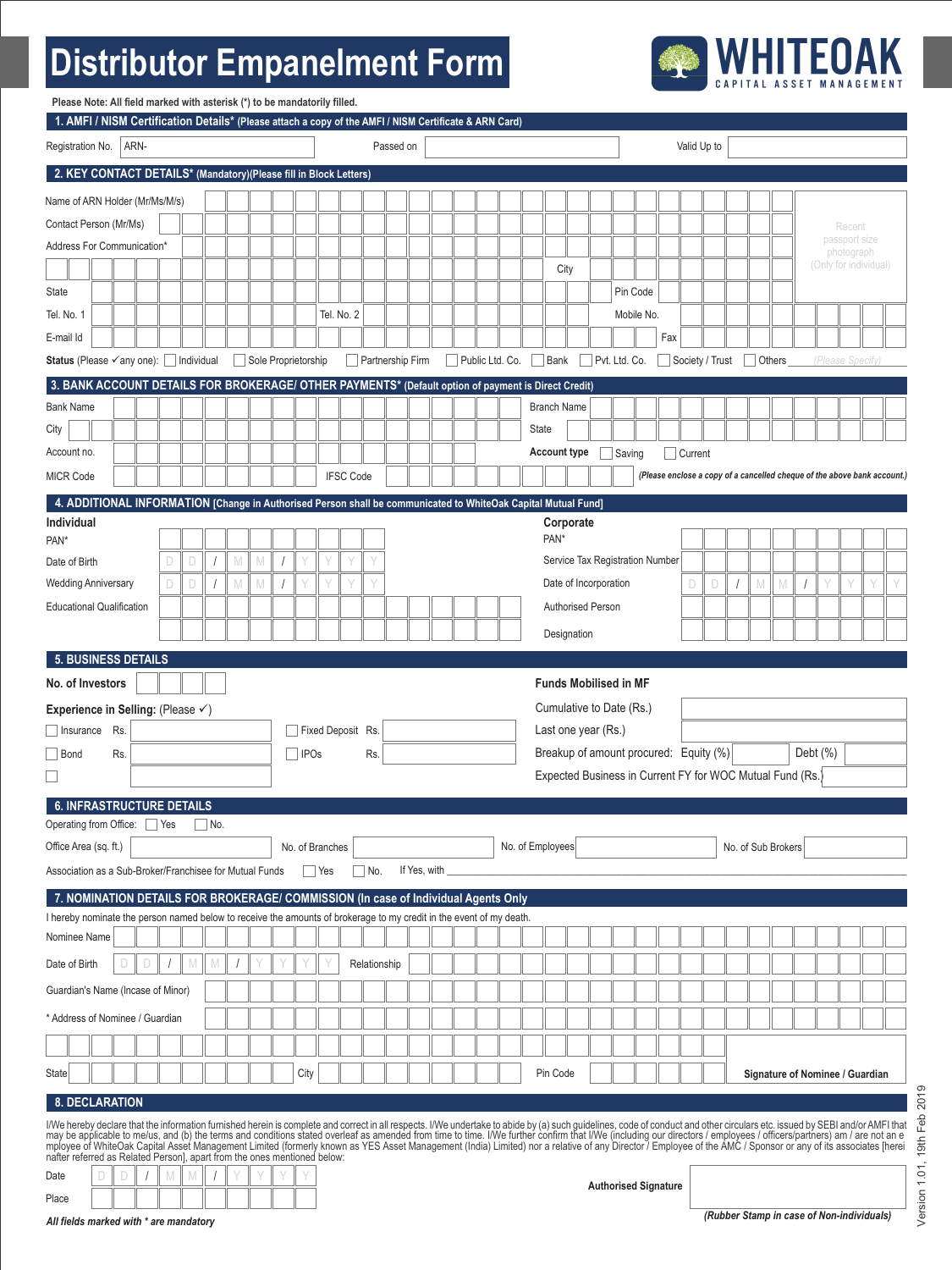# Distributor Empanelment Form

WHITEOAK
CAPITAL ASSET MANAGEMENT

**Please Note: All field marked with asterisk (*) to be mandatorily filled.**

## 1. AMFI / NISM Certification Details* (Please attach a copy of the AMFI / NISM Certificate & ARN Card)

Registration No. ARN- ______ Passed on ______ Valid Up to ______

## 2. KEY CONTACT DETAILS* (Mandatory)(Please fill in Block Letters)

Name of ARN Holder (Mr/Ms/M/s) ______

Contact Person (Mr/Ms) ______

Address For Communication* ______

City ______

State ______ Pin Code ______

Tel. No. 1 ______ Tel. No. 2 ______ Mobile No. ______

E-mail Id ______ Fax ______

Recent passport size photograph (Only for individual)

**Status** (Please ✓any one): ☐ Individual ☐ Sole Proprietorship ☐ Partnership Firm ☐ Public Ltd. Co. ☐ Bank ☐ Pvt. Ltd. Co. ☐ Society / Trust ☐ Others ______ *(Please Specify)*

## 3. BANK ACCOUNT DETAILS FOR BROKERAGE/ OTHER PAYMENTS* (Default option of payment is Direct Credit)

Bank Name ______ Branch Name ______

City ______ State ______

Account no. ______ **Account type** ☐ Saving ☐ Current

MICR Code ______ IFSC Code ______ *(Please enclose a copy of a cancelled cheque of the above bank account.)*

## 4. ADDITIONAL INFORMATION [Change in Authorised Person shall be communicated to WhiteOak Capital Mutual Fund]

**Individual**

PAN* ______

Date of Birth D D / M M / Y Y Y Y

Wedding Anniversary D D / M M / Y Y Y Y

Educational Qualification ______

**Corporate**

PAN* ______

Service Tax Registration Number ______

Date of Incorporation D D / M M / Y Y Y Y

Authorised Person ______

Designation ______

## 5. BUSINESS DETAILS

**No. of Investors** ______

**Experience in Selling:** (Please ✓)

☐ Insurance Rs. ______ ☐ Fixed Deposit Rs. ______

☐ Bond Rs. ______ ☐ IPOs Rs. ______

☐ ______

**Funds Mobilised in MF**

Cumulative to Date (Rs.) ______

Last one year (Rs.) ______

Breakup of amount procured: Equity (%) ______ Debt (%) ______

Expected Business in Current FY for WOC Mutual Fund (Rs.) ______

## 6. INFRASTRUCTURE DETAILS

Operating from Office: ☐ Yes ☐ No.

Office Area (sq. ft.) ______ No. of Branches ______ No. of Employees ______ No. of Sub Brokers ______

Association as a Sub-Broker/Franchisee for Mutual Funds ☐ Yes ☐ No. If Yes, with ______

## 7. NOMINATION DETAILS FOR BROKERAGE/ COMMISSION (In case of Individual Agents Only)

I hereby nominate the person named below to receive the amounts of brokerage to my credit in the event of my death.

Nominee Name ______

Date of Birth D D / M M / Y Y Y Y Relationship ______

Guardian's Name (Incase of Minor) ______

* Address of Nominee / Guardian ______

State ______ City ______ Pin Code ______

**Signature of Nominee / Guardian**

## 8. DECLARATION

I/We hereby declare that the information furnished herein is complete and correct in all respects. I/We undertake to abide by (a) such guidelines, code of conduct and other circulars etc. issued by SEBI and/or AMFI that may be applicable to me/us, and (b) the terms and conditions stated overleaf as amended from time to time. I/We further confirm that I/We (including our directors / employees / officers/partners) am / are not an employee of WhiteOak Capital Asset Management Limited (formerly known as YES Asset Management (India) Limited) nor a relative of any Director / Employee of the AMC / Sponsor or any of its associates [hereinafter referred as Related Person], apart from the ones mentioned below:

Date D D / M M / Y Y Y Y

Place ______

**Authorised Signature**

*(Rubber Stamp in case of Non-individuals)*

***All fields marked with * are mandatory***

Version 1.01, 19th Feb 2019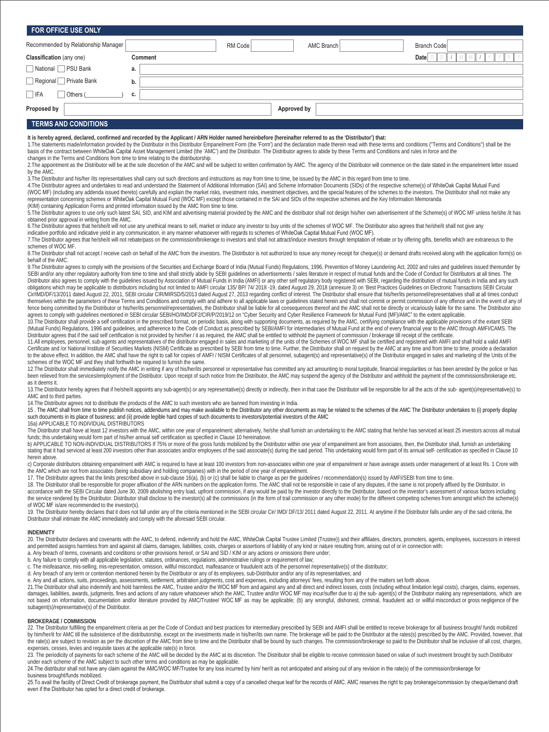## FOR OFFICE USE ONLY

| Recommended by Relationship Manager | | RM Code | | AMC Branch | | Branch Code | |
|---|---|---|---|---|---|---|---|

**Classification** (any one) **Comment** **Date** D D / M M / Y Y Y Y

☐ National ☐ PSU Bank a.

☐ Regional ☐ Private Bank b.

☐ IFA ☐ Others (__________) c.

**Proposed by** **Approved by**

## TERMS AND CONDITIONS

**It is hereby agreed, declared, confirmed and recorded by the Applicant / ARN Holder named hereinbefore (hereinafter referred to as the 'Distributor') that:**

1.The statements made/information provided by the Distributor in this Distributor Empanelment Form (the 'Form') and the declaration made therein read with these terms and conditions ("Terms and Conditions") shall be the basis of the contract between WhiteOak Capital Asset Management Limited (the 'AMC') and the Distributor. The Distributor agrees to abide by these Terms and Conditions and rules in force and the changes in the Terms and Conditions from time to time relating to the distributorship.

2.The appointment as the Distributor will be at the sole discretion of the AMC and will be subject to written confirmation by AMC. The agency of the Distributor will commence on the date stated in the empanelment letter issued by the AMC.

3.The Distributor and his/her /its representatives shall carry out such directions and instructions as may from time to time, be issued by the AMC in this regard from time to time.

4.The Distributor agrees and undertakes to read and understand the Statement of Additional Information (SAI) and Scheme Information Documents (SIDs) of the respective scheme(s) of WhiteOak Capital Mutual Fund (WOC MF) (including any addenda issued thereto) carefully and explain the market risks, investment risks, investment objectives, and the special features of the schemes to the investors. The Distributor shall not make any representation concerning schemes or WhiteOak Capital Mutual Fund (WOC MF) except those contained in the SAI and SIDs of the respective schemes and the Key Information Memoranda (KIM) containing Application Forms and printed information issued by the AMC from time to time.

5.The Distributor agrees to use only such latest SAI, SID, and KIM and advertising material provided by the AMC and the distributor shall not design his/her own advertisement of the Scheme(s) of WOC MF unless he/she /it has obtained prior approval in writing from the AMC.

6.The Distributor agrees that he/she/it will not use any unethical means to sell, market or induce any investor to buy units of the schemes of WOC MF. The Distributor also agrees that he/she/it shall not give any indicative portfolio and indicative yield in any communication, in any manner whatsoever with regards to schemes of WhiteOak Capital Mutual Fund (WOC MF).

7.The Distributor agrees that he/she/it will not rebate/pass on the commission/brokerage to investors and shall not attract/induce investors through temptation of rebate or by offering gifts, benefits which are extraneous to the schemes of WOC MF.

8.The Distributor shall not accept / receive cash on behalf of the AMC from the investors. The Distributor is not authorized to issue any money receipt for cheque(s) or demand drafts received along with the application form(s) on behalf of the AMC.

9.The Distributor agrees to comply with the provisions of the Securities and Exchange Board of India (Mutual Funds) Regulations, 1996, Prevention of Money Laundering Act, 2002 and rules and guidelines issued thereunder by SEBI and/or any other regulatory authority from time to time and shall strictly abide by SEBI guidelines on advertisements / sales literature in respect of mutual funds and the Code of Conduct for Distributors at all times. The Distributor also agrees to comply with the guidelines issued by Association of Mutual Funds in India (AMFI) or any other self regulatory body registered with SEBI, regarding the distribution of mutual funds in India and any such obligations which may be applicable to distributors including but not limited to AMFI circular 135/ BP/ 74/ 2018 -19, dated August 29, 2018 (annexure 3) on 'Best Practices Guidelines on Electronic Transactions SEBI Circular Cir/IMD/DF/13/2011 dated August 22, 2011, SEBI circular CIR/MIRSD/5/2013 dated August 27, 2013 regarding conflict of interest. The Distributor shall ensure that his/her/its personnel/representatives shall at all times conduct themselves within the parameters of these Terms and Conditions and comply with and adhere to all applicable laws or guidelines stated herein and shall not commit or permit commission of any offence and in the event of any of fence being committed by the Distributor or his/her/its personnel/representatives, the Distributor shall be liable for all consequences thereof and the AMC shall not be directly or vicariously liable for the same. The Distributor also agrees to comply with guidelines mentioned in SEBI circular SEBI/HO/IMD/DF2/CIR/P/2019/12 on "Cyber Security and Cyber Resilience Framework for Mutual Fund (MF)/AMC" to the extent applicable.

10.The Distributor shall provide a self certification in the prescribed format, on periodic basis, along with supporting documents, as required by the AMC, certifying compliance with the applicable provisions of the extant SEBI (Mutual Funds) Regulations, 1996 and guidelines, and adherence to the Code of Conduct as prescribed by SEBI/AMFI for intermediaries of Mutual Fund at the end of every financial year to the AMC through AMFI/CAMS. The Distributor agrees that if the said self certification is not provided by him/her / it as required, the AMC shall be entitled to withhold the payment of commission / brokerage till receipt of the certificate.

11.All employees, personnel, sub-agents and representatives of the distributor engaged in sales and marketing of the units of the Schemes of WOC MF shall be certified and registered with AMFI and shall hold a valid AMFI Certificate and /or National Institute of Securities Markets (NISM) Certificate as prescribed by SEBI from time to time. Further, the Distributor shall on request by the AMC at any time and from time to time, provide a declaration to the above effect. In addition, the AMC shall have the right to call for copies of AMFI / NISM Certificates of all personnel, subagent(s) and representative(s) of the Distributor engaged in sales and marketing of the Units of the schemes of the WOC MF and they shall forthwith be required to furnish the same.

12.The Distributor shall immediately notify the AMC in writing if any of his/her/its personnel or representative has committed any act amounting to moral turpitude, financial irregularities or has been arrested by the police or has been relieved from the services/employment of the Distributor. Upon receipt of such notice from the Distributor, the AMC may suspend the agency of the Distributor and withhold the payment of the commissions/brokerage etc. as it deems it.

13.The Distributor hereby agrees that if he/she/it appoints any sub-agent(s) or any representative(s) directly or indirectly, then in that case the Distributor will be responsible for all the acts of the sub- agent(s)/representative(s) to AMC and to third parties.

14.The Distributor agrees not to distribute the products of the AMC to such investors who are banned from investing in India.

15 . The AMC shall from time to time publish notices, addendums and may make available to the Distributor any other documents as may be related to the schemes of the AMC The Distributor undertakes to (i) properly display such documents in its place of business; and (ii) provide legible hard copies of such documents to investors/potential investors of the AMC

16a) APPLICABLE TO INDIVIDUAL DISTRIBUTORS

The Distributor shall have at least 12 investors with the AMC, within one year of empanelment; alternatively, he/she shall furnish an undertaking to the AMC stating that he/she has serviced at least 25 investors across all mutual funds; this undertaking would form part of his/her annual self certification as specified in Clause 10 hereinabove.

b) APPLICABLE TO NON-INDIVIDUAL DISTRIBUTORS If 75% or more of the gross funds mobilized by the Distributor within one year of empanelment are from associates, then, the Distributor shall, furnish an undertaking stating that it had serviced at least 200 investors other than associates and/or employees of the said associate(s) during the said period. This undertaking would form part of its annual self- certification as specified in Clause 10 herein above.

c) Corporate distributors obtaining empanelment with AMC is required to have at least 100 investors from non-associates within one year of empanelment or have average assets under management of at least Rs. 1 Crore with the AMC which are not from associates (being subsidiary and holding companies) with in the period of one year of empanelment.

17. The Distributor agrees that the limits prescribed above in sub-clause 16(a), (b) or (c) shall be liable to change as per the guidelines / recommendation(s) issued by AMFI/SEBI from time to time.

18. The Distributor shall be responsible for proper affixation of the ARN numbers on the application forms. The AMC shall not be responsible in case of any disputes, if the same is not properly affixed by the Distributor. In accordance with the SEBI Circular dated June 30, 2009 abolishing entry load, upfront commission, if any would be paid by the investor directly to the Distributor, based on the investor's assessment of various factors including the service rendered by the Distributor. Distributor shall disclose to the investor(s) all the commissions (in the form of trail commission or any other mode) for the different competing schemes from amongst which the scheme(s) of WOC MF is/are recommended to the investor(s).

19. The Distributor hereby declares that it does not fall under any of the criteria mentioned in the SEBI circular Cir/ IMD/ DF/13/ 2011 dated August 22, 2011. At anytime if the Distributor falls under any of the said criteria, the Distributor shall intimate the AMC immediately and comply with the aforesaid SEBI circular.

### INDEMNITY

20. The Distributor declares and covenants with the AMC, to defend, indemnify and hold the AMC, WhiteOak Capital Trustee Limited (Trustee)) and their affiliates, directors, promoters, agents, employees, successors in interest and permitted assigns harmless from and against all claims, damages, liabilities, costs, charges or assertions of liability of any kind or nature resulting from, arising out of or in connection with:

a. Any breach of terms, covenants and conditions or other provisions hereof, or SAI and SID / KIM or any actions or omissions there under;

b. Any failure to comply with all applicable legislation, statutes, ordinances, regulations, administrative rulings or requirement of law;

c. The misfeasance, mis-selling, mis-representation, omission, willful misconduct, malfeasance or fraudulent acts of the personnel /representative(s) of the distributor;

d. Any breach of any term or contention mentioned herein by the Distributor or any of its employees, sub-Distributor and/or any of its representatives; and

e. Any and all actions, suits, proceedings, assessments, settlement, arbitration judgments, cost and expenses, including attorneys' fees, resulting from any of the matters set forth above.

21.The Distributor shall also indemnify and hold harmless the AMC, Trustee and/or the WOC MF from and against any and all direct and indirect losses, costs (including without limitation legal costs), charges, claims, expenses, damages, liabilities, awards, judgments, fines and actions of any nature whatsoever which the AMC, Trustee and/or WOC MF may incur/suffer due to a) the sub- agent(s) of the Distributor making any representations, which are not based on information, documentation and/or literature provided by AMC/Trustee/ WOC MF as may be applicable; (b) any wrongful, dishonest, criminal, fraudulent act or willful misconduct or gross negligence of the subagent(s)/representative(s) of the Distributor.

### BROKERAGE / COMMISSION

22. The Distributor fulfilling the empanelment criteria as per the Code of Conduct and best practices for intermediary prescribed by SEBI and AMFI shall be entitled to receive brokerage for all business brought/ funds mobilized by him/her/it for AMC till the subsistence of the distributorship, except on the investments made in his/her/its own name. The brokerage will be paid to the Distributor at the rates(s) prescribed by the AMC. Provided, however, that the rate(s) are subject to revision as per the discretion of the AMC from time to time and the Distributor shall be bound by such changes. The commission/brokerage so paid to the Distributor shall be inclusive of all cost, charges, expenses, cesses, levies and requisite taxes at the applicable rate(s) in force.

23. The periodicity of payments for each scheme of the AMC will be decided by the AMC at its discretion. The Distributor shall be eligible to receive commission based on value of such investment brought by such Distributor under each scheme of the AMC subject to such other terms and conditions as may be applicable.

24.The distributor shall not have any claim against the AMC/WOC MF/Trustee for any loss incurred by him/ her/it as not anticipated and arising out of any revision in the rate(s) of the commission/brokerage for business brought/funds mobilized.

25.To avail the facility of Direct Credit of brokerage payment, the Distributor shall submit a copy of a cancelled cheque leaf for the records of AMC. AMC reserves the right to pay brokerage/commission by cheque/demand draft even if the Distributor has opted for a direct credit of brokerage.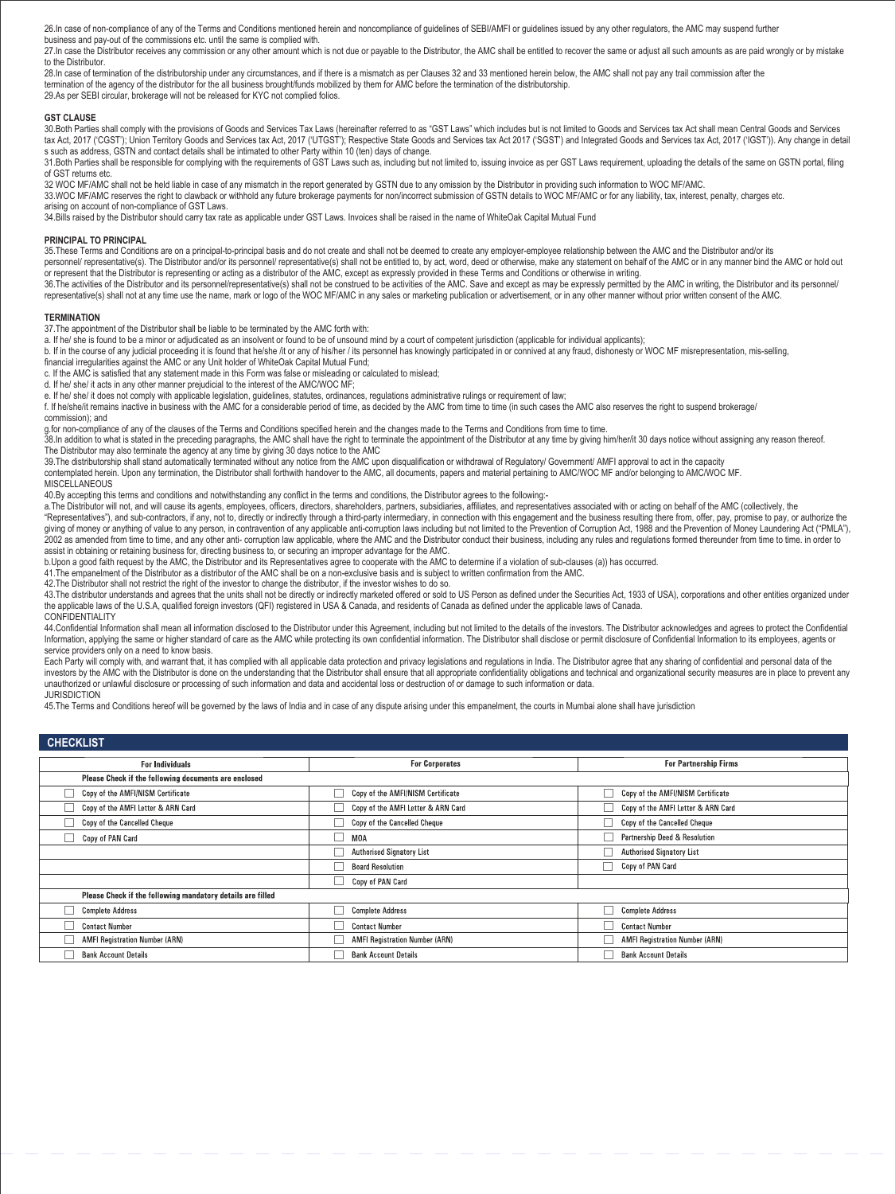26.In case of non-compliance of any of the Terms and Conditions mentioned herein and noncompliance of guidelines of SEBI/AMFI or guidelines issued by any other regulators, the AMC may suspend further business and pay-out of the commissions etc. until the same is complied with.

27.In case the Distributor receives any commission or any other amount which is not due or payable to the Distributor, the AMC shall be entitled to recover the same or adjust all such amounts as are paid wrongly or by mistake to the Distributor.

28.In case of termination of the distributorship under any circumstances, and if there is a mismatch as per Clauses 32 and 33 mentioned herein below, the AMC shall not pay any trail commission after the termination of the agency of the distributor for the all business brought/funds mobilized by them for AMC before the termination of the distributorship.

29.As per SEBI circular, brokerage will not be released for KYC not complied folios.

### GST CLAUSE

30.Both Parties shall comply with the provisions of Goods and Services Tax Laws (hereinafter referred to as "GST Laws" which includes but is not limited to Goods and Services tax Act shall mean Central Goods and Services tax Act, 2017 ('CGST'); Union Territory Goods and Services tax Act, 2017 ('UTGST'); Respective State Goods and Services tax Act 2017 ('SGST') and Integrated Goods and Services tax Act, 2017 ('IGST')). Any change in details such as address, GSTN and contact details shall be intimated to other Party within 10 (ten) days of change.

31.Both Parties shall be responsible for complying with the requirements of GST Laws such as, including but not limited to, issuing invoice as per GST Laws requirement, uploading the details of the same on GSTN portal, filing of GST returns etc.

32 WOC MF/AMC shall not be held liable in case of any mismatch in the report generated by GSTN due to any omission by the Distributor in providing such information to WOC MF/AMC.

33.WOC MF/AMC reserves the right to clawback or withhold any future brokerage payments for non/incorrect submission of GSTN details to WOC MF/AMC or for any liability, tax, interest, penalty, charges etc. arising on account of non-compliance of GST Laws.

34.Bills raised by the Distributor should carry tax rate as applicable under GST Laws. Invoices shall be raised in the name of WhiteOak Capital Mutual Fund

### PRINCIPAL TO PRINCIPAL

35.These Terms and Conditions are on a principal-to-principal basis and do not create and shall not be deemed to create any employer-employee relationship between the AMC and the Distributor and/or its personnel/ representative(s). The Distributor and/or its personnel/ representative(s) shall not be entitled to, by act, word, deed or otherwise, make any statement on behalf of the AMC or in any manner bind the AMC or hold out or represent that the Distributor is representing or acting as a distributor of the AMC, except as expressly provided in these Terms and Conditions or otherwise in writing.

36.The activities of the Distributor and its personnel/representative(s) shall not be construed to be activities of the AMC. Save and except as may be expressly permitted by the AMC in writing, the Distributor and its personnel/ representative(s) shall not at any time use the name, mark or logo of the WOC MF/AMC in any sales or marketing publication or advertisement, or in any other manner without prior written consent of the AMC.

### TERMINATION

37.The appointment of the Distributor shall be liable to be terminated by the AMC forth with:

a. If he/ she is found to be a minor or adjudicated as an insolvent or found to be of unsound mind by a court of competent jurisdiction (applicable for individual applicants);

b. If in the course of any judicial proceeding it is found that he/she /it or any of his/her / its personnel has knowingly participated in or connived at any fraud, dishonesty or WOC MF misrepresentation, mis-selling, financial irregularities against the AMC or any Unit holder of WhiteOak Capital Mutual Fund;

c. If the AMC is satisfied that any statement made in this Form was false or misleading or calculated to mislead;

d. If he/ she/ it acts in any other manner prejudicial to the interest of the AMC/WOC MF;

e. If he/ she/ it does not comply with applicable legislation, guidelines, statutes, ordinances, regulations administrative rulings or requirement of law;

f. If he/she/it remains inactive in business with the AMC for a considerable period of time, as decided by the AMC from time to time (in such cases the AMC also reserves the right to suspend brokerage/ commission); and

g.for non-compliance of any of the clauses of the Terms and Conditions specified herein and the changes made to the Terms and Conditions from time to time.

38.In addition to what is stated in the preceding paragraphs, the AMC shall have the right to terminate the appointment of the Distributor at any time by giving him/her/it 30 days notice without assigning any reason thereof. The Distributor may also terminate the agency at any time by giving 30 days notice to the AMC

39.The distributorship shall stand automatically terminated without any notice from the AMC upon disqualification or withdrawal of Regulatory/ Government/ AMFI approval to act in the capacity contemplated herein. Upon any termination, the Distributor shall forthwith handover to the AMC, all documents, papers and material pertaining to AMC/WOC MF and/or belonging to AMC/WOC MF.

### MISCELLANEOUS

40.By accepting this terms and conditions and notwithstanding any conflict in the terms and conditions, the Distributor agrees to the following:-

a.The Distributor will not, and will cause its agents, employees, officers, directors, shareholders, partners, subsidiaries, affiliates, and representatives associated with or acting on behalf of the AMC (collectively, the "Representatives"), and sub-contractors, if any, not to, directly or indirectly through a third-party intermediary, in connection with this engagement and the business resulting there from, offer, pay, promise to pay, or authorize the giving of money or anything of value to any person, in contravention of any applicable anti-corruption laws including but not limited to the Prevention of Corruption Act, 1988 and the Prevention of Money Laundering Act ("PMLA"), 2002 as amended from time to time, and any other anti- corruption law applicable, where the AMC and the Distributor conduct their business, including any rules and regulations formed thereunder from time to time. in order to assist in obtaining or retaining business for, directing business to, or securing an improper advantage for the AMC.

b.Upon a good faith request by the AMC, the Distributor and its Representatives agree to cooperate with the AMC to determine if a violation of sub-clauses (a)) has occurred.

41.The empanelment of the Distributor as a distributor of the AMC shall be on a non-exclusive basis and is subject to written confirmation from the AMC.

42.The Distributor shall not restrict the right of the investor to change the distributor, if the investor wishes to do so.

43.The distributor understands and agrees that the units shall not be directly or indirectly marketed offered or sold to US Person as defined under the Securities Act, 1933 of USA), corporations and other entities organized under the applicable laws of the U.S.A, qualified foreign investors (QFI) registered in USA & Canada, and residents of Canada as defined under the applicable laws of Canada.

### CONFIDENTIALITY

44.Confidential Information shall mean all information disclosed to the Distributor under this Agreement, including but not limited to the details of the investors. The Distributor acknowledges and agrees to protect the Confidential Information, applying the same or higher standard of care as the AMC while protecting its own confidential information. The Distributor shall disclose or permit disclosure of Confidential Information to its employees, agents or service providers only on a need to know basis.

Each Party will comply with, and warrant that, it has complied with all applicable data protection and privacy legislations and regulations in India. The Distributor agree that any sharing of confidential and personal data of the investors by the AMC with the Distributor is done on the understanding that the Distributor shall ensure that all appropriate confidentiality obligations and technical and organizational security measures are in place to prevent any unauthorized or unlawful disclosure or processing of such information and data and accidental loss or destruction of or damage to such information or data.

### JURISDICTION

45.The Terms and Conditions hereof will be governed by the laws of India and in case of any dispute arising under this empanelment, the courts in Mumbai alone shall have jurisdiction

## CHECKLIST

| For Individuals | For Corporates | For Partnership Firms |
|---|---|---|
| **Please Check if the following documents are enclosed** | | |
| ☐ Copy of the AMFI/NISM Certificate | ☐ Copy of the AMFI/NISM Certificate | ☐ Copy of the AMFI/NISM Certificate |
| ☐ Copy of the AMFI Letter & ARN Card | ☐ Copy of the AMFI Letter & ARN Card | ☐ Copy of the AMFI Letter & ARN Card |
| ☐ Copy of the Cancelled Cheque | ☐ Copy of the Cancelled Cheque | ☐ Copy of the Cancelled Cheque |
| ☐ Copy of PAN Card | ☐ MOA | ☐ Partnership Deed & Resolution |
| | ☐ Authorised Signatory List | ☐ Authorised Signatory List |
| | ☐ Board Resolution | ☐ Copy of PAN Card |
| | ☐ Copy of PAN Card | |
| **Please Check if the following mandatory details are filled** | | |
| ☐ Complete Address | ☐ Complete Address | ☐ Complete Address |
| ☐ Contact Number | ☐ Contact Number | ☐ Contact Number |
| ☐ AMFI Registration Number (ARN) | ☐ AMFI Registration Number (ARN) | ☐ AMFI Registration Number (ARN) |
| ☐ Bank Account Details | ☐ Bank Account Details | ☐ Bank Account Details |